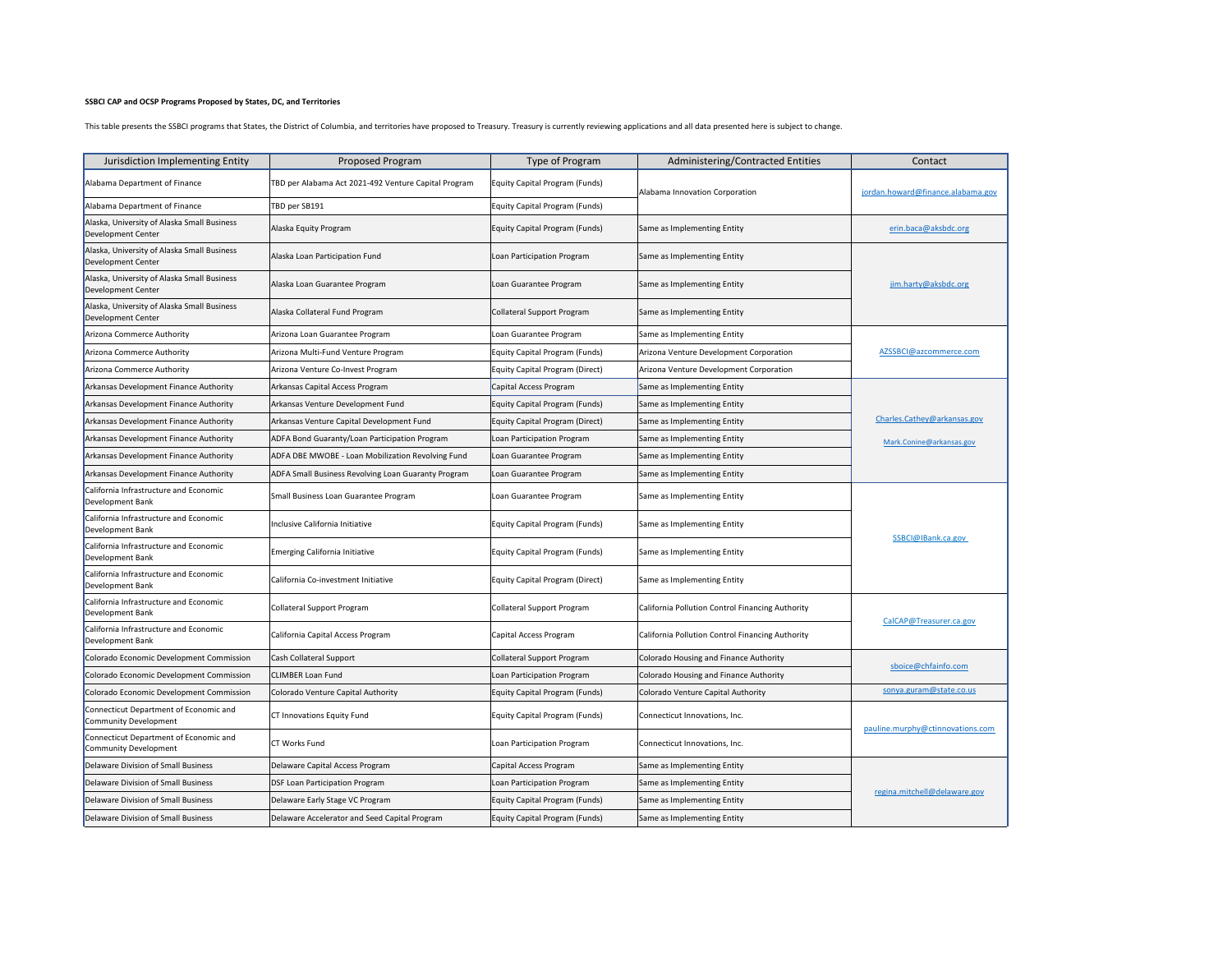**SSBCI CAP and OCSP Programs Proposed by States, DC, and Territories**

This table presents the SSBCI programs that States, the District of Columbia, and territories have proposed to Treasury. Treasury is currently reviewing applications and all data presented here is subject to change.

| Jurisdiction Implementing Entity | Proposed Program | Type of Program | Administering/Contracted Entities | Contact |
|---|---|---|---|---|
| Alabama Department of Finance | TBD per Alabama Act 2021-492 Venture Capital Program | Equity Capital Program (Funds) | Alabama Innovation Corporation | jordan.howard@finance.alabama.gov |
| Alabama Department of Finance | TBD per SB191 | Equity Capital Program (Funds) | | |
| Alaska, University of Alaska Small Business Development Center | Alaska Equity Program | Equity Capital Program (Funds) | Same as Implementing Entity | erin.baca@aksbdc.org |
| Alaska, University of Alaska Small Business Development Center | Alaska Loan Participation Fund | Loan Participation Program | Same as Implementing Entity | jim.harty@aksbdc.org |
| Alaska, University of Alaska Small Business Development Center | Alaska Loan Guarantee Program | Loan Guarantee Program | Same as Implementing Entity | |
| Alaska, University of Alaska Small Business Development Center | Alaska Collateral Fund Program | Collateral Support Program | Same as Implementing Entity | |
| Arizona Commerce Authority | Arizona Loan Guarantee Program | Loan Guarantee Program | Same as Implementing Entity | AZSSBCI@azcommerce.com |
| Arizona Commerce Authority | Arizona Multi-Fund Venture Program | Equity Capital Program (Funds) | Arizona Venture Development Corporation | |
| Arizona Commerce Authority | Arizona Venture Co-Invest Program | Equity Capital Program (Direct) | Arizona Venture Development Corporation | |
| Arkansas Development Finance Authority | Arkansas Capital Access Program | Capital Access Program | Same as Implementing Entity | Charles.Cathey@arkansas.gov<br>Mark.Conine@arkansas.gov |
| Arkansas Development Finance Authority | Arkansas Venture Development Fund | Equity Capital Program (Funds) | Same as Implementing Entity | |
| Arkansas Development Finance Authority | Arkansas Venture Capital Development Fund | Equity Capital Program (Direct) | Same as Implementing Entity | |
| Arkansas Development Finance Authority | ADFA Bond Guaranty/Loan Participation Program | Loan Participation Program | Same as Implementing Entity | |
| Arkansas Development Finance Authority | ADFA DBE MWOBE - Loan Mobilization Revolving Fund | Loan Guarantee Program | Same as Implementing Entity | |
| Arkansas Development Finance Authority | ADFA Small Business Revolving Loan Guaranty Program | Loan Guarantee Program | Same as Implementing Entity | |
| California Infrastructure and Economic Development Bank | Small Business Loan Guarantee Program | Loan Guarantee Program | Same as Implementing Entity | SSBCI@IBank.ca.gov |
| California Infrastructure and Economic Development Bank | Inclusive California Initiative | Equity Capital Program (Funds) | Same as Implementing Entity | |
| California Infrastructure and Economic Development Bank | Emerging California Initiative | Equity Capital Program (Funds) | Same as Implementing Entity | |
| California Infrastructure and Economic Development Bank | California Co-investment Initiative | Equity Capital Program (Direct) | Same as Implementing Entity | |
| California Infrastructure and Economic Development Bank | Collateral Support Program | Collateral Support Program | California Pollution Control Financing Authority | CalCAP@Treasurer.ca.gov |
| California Infrastructure and Economic Development Bank | California Capital Access Program | Capital Access Program | California Pollution Control Financing Authority | |
| Colorado Economic Development Commission | Cash Collateral Support | Collateral Support Program | Colorado Housing and Finance Authority | sboice@chfainfo.com |
| Colorado Economic Development Commission | CLIMBER Loan Fund | Loan Participation Program | Colorado Housing and Finance Authority | |
| Colorado Economic Development Commission | Colorado Venture Capital Authority | Equity Capital Program (Funds) | Colorado Venture Capital Authority | sonya.guram@state.co.us |
| Connecticut Department of Economic and Community Development | CT Innovations Equity Fund | Equity Capital Program (Funds) | Connecticut Innovations, Inc. | pauline.murphy@ctinnovations.com |
| Connecticut Department of Economic and Community Development | CT Works Fund | Loan Participation Program | Connecticut Innovations, Inc. | |
| Delaware Division of Small Business | Delaware Capital Access Program | Capital Access Program | Same as Implementing Entity | regina.mitchell@delaware.gov |
| Delaware Division of Small Business | DSF Loan Participation Program | Loan Participation Program | Same as Implementing Entity | |
| Delaware Division of Small Business | Delaware Early Stage VC Program | Equity Capital Program (Funds) | Same as Implementing Entity | |
| Delaware Division of Small Business | Delaware Accelerator and Seed Capital Program | Equity Capital Program (Funds) | Same as Implementing Entity | |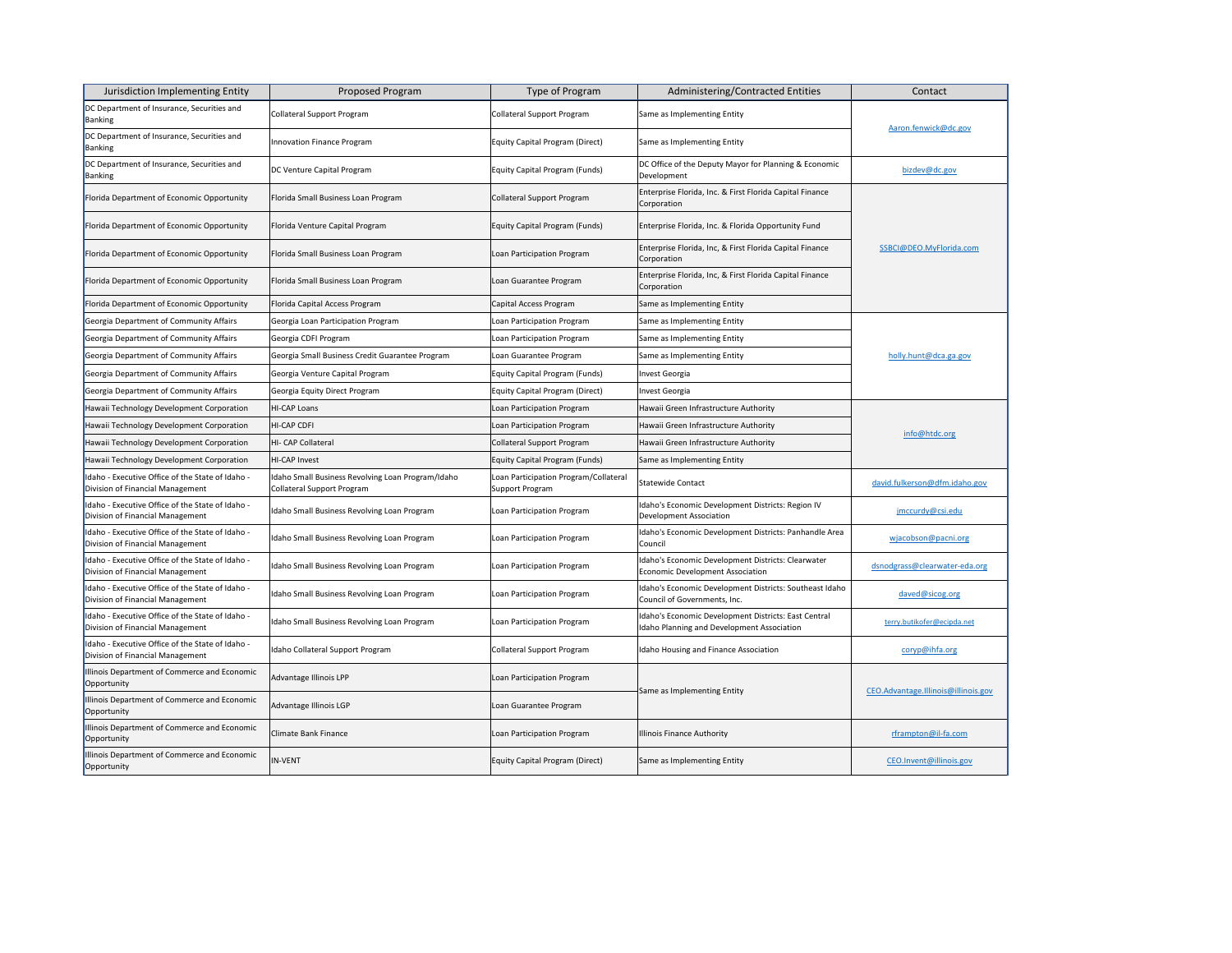| Jurisdiction Implementing Entity | Proposed Program | Type of Program | Administering/Contracted Entities | Contact |
|---|---|---|---|---|
| DC Department of Insurance, Securities and Banking | Collateral Support Program | Collateral Support Program | Same as Implementing Entity | Aaron.fenwick@dc.gov |
| DC Department of Insurance, Securities and Banking | Innovation Finance Program | Equity Capital Program (Direct) | Same as Implementing Entity | |
| DC Department of Insurance, Securities and Banking | DC Venture Capital Program | Equity Capital Program (Funds) | DC Office of the Deputy Mayor for Planning & Economic Development | bizdev@dc.gov |
| Florida Department of Economic Opportunity | Florida Small Business Loan Program | Collateral Support Program | Enterprise Florida, Inc. & First Florida Capital Finance Corporation | SSBCI@DEO.MyFlorida.com |
| Florida Department of Economic Opportunity | Florida Venture Capital Program | Equity Capital Program (Funds) | Enterprise Florida, Inc. & Florida Opportunity Fund | |
| Florida Department of Economic Opportunity | Florida Small Business Loan Program | Loan Participation Program | Enterprise Florida, Inc, & First Florida Capital Finance Corporation | |
| Florida Department of Economic Opportunity | Florida Small Business Loan Program | Loan Guarantee Program | Enterprise Florida, Inc, & First Florida Capital Finance Corporation | |
| Florida Department of Economic Opportunity | Florida Capital Access Program | Capital Access Program | Same as Implementing Entity | |
| Georgia Department of Community Affairs | Georgia Loan Participation Program | Loan Participation Program | Same as Implementing Entity | holly.hunt@dca.ga.gov |
| Georgia Department of Community Affairs | Georgia CDFI Program | Loan Participation Program | Same as Implementing Entity | |
| Georgia Department of Community Affairs | Georgia Small Business Credit Guarantee Program | Loan Guarantee Program | Same as Implementing Entity | |
| Georgia Department of Community Affairs | Georgia Venture Capital Program | Equity Capital Program (Funds) | Invest Georgia | |
| Georgia Department of Community Affairs | Georgia Equity Direct Program | Equity Capital Program (Direct) | Invest Georgia | |
| Hawaii Technology Development Corporation | HI-CAP Loans | Loan Participation Program | Hawaii Green Infrastructure Authority | info@htdc.org |
| Hawaii Technology Development Corporation | HI-CAP CDFI | Loan Participation Program | Hawaii Green Infrastructure Authority | |
| Hawaii Technology Development Corporation | HI- CAP Collateral | Collateral Support Program | Hawaii Green Infrastructure Authority | |
| Hawaii Technology Development Corporation | HI-CAP Invest | Equity Capital Program (Funds) | Same as Implementing Entity | |
| Idaho - Executive Office of the State of Idaho - Division of Financial Management | Idaho Small Business Revolving Loan Program/Idaho Collateral Support Program | Loan Participation Program/Collateral Support Program | Statewide Contact | david.fulkerson@dfm.idaho.gov |
| Idaho - Executive Office of the State of Idaho - Division of Financial Management | Idaho Small Business Revolving Loan Program | Loan Participation Program | Idaho's Economic Development Districts: Region IV Development Association | jmccurdy@csi.edu |
| Idaho - Executive Office of the State of Idaho - Division of Financial Management | Idaho Small Business Revolving Loan Program | Loan Participation Program | Idaho's Economic Development Districts: Panhandle Area Council | wjacobson@pacni.org |
| Idaho - Executive Office of the State of Idaho - Division of Financial Management | Idaho Small Business Revolving Loan Program | Loan Participation Program | Idaho's Economic Development Districts: Clearwater Economic Development Association | dsnodgrass@clearwater-eda.org |
| Idaho - Executive Office of the State of Idaho - Division of Financial Management | Idaho Small Business Revolving Loan Program | Loan Participation Program | Idaho's Economic Development Districts: Southeast Idaho Council of Governments, Inc. | daved@sicog.org |
| Idaho - Executive Office of the State of Idaho - Division of Financial Management | Idaho Small Business Revolving Loan Program | Loan Participation Program | Idaho's Economic Development Districts: East Central Idaho Planning and Development Association | terry.butikofer@ecipda.net |
| Idaho - Executive Office of the State of Idaho - Division of Financial Management | Idaho Collateral Support Program | Collateral Support Program | Idaho Housing and Finance Association | coryp@ihfa.org |
| Illinois Department of Commerce and Economic Opportunity | Advantage Illinois LPP | Loan Participation Program | Same as Implementing Entity | CEO.Advantage.Illinois@illinois.gov |
| Illinois Department of Commerce and Economic Opportunity | Advantage Illinois LGP | Loan Guarantee Program | | |
| Illinois Department of Commerce and Economic Opportunity | Climate Bank Finance | Loan Participation Program | Illinois Finance Authority | rframpton@il-fa.com |
| Illinois Department of Commerce and Economic Opportunity | IN-VENT | Equity Capital Program (Direct) | Same as Implementing Entity | CEO.Invent@illinois.gov |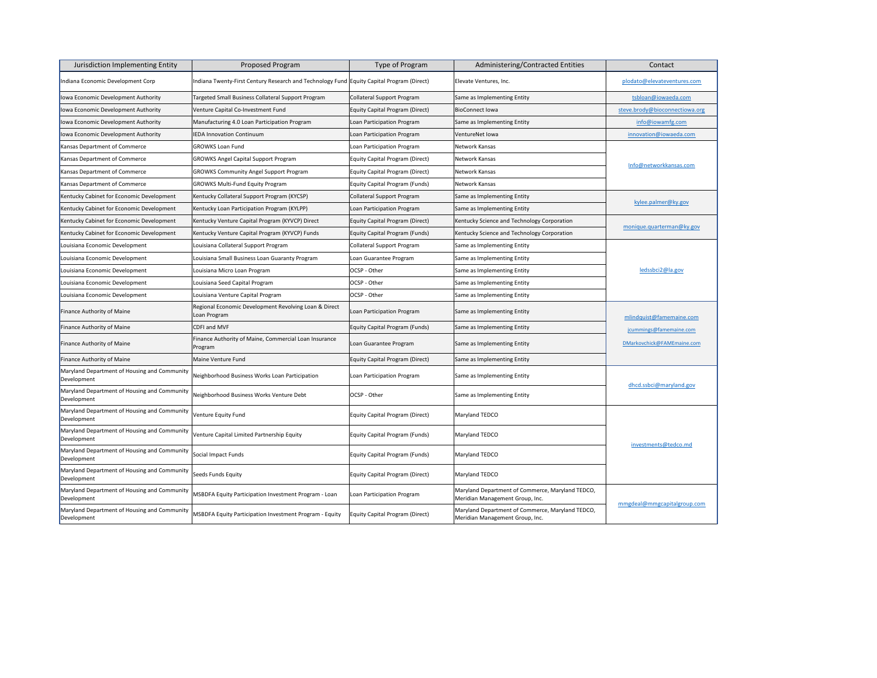| Jurisdiction Implementing Entity | Proposed Program | Type of Program | Administering/Contracted Entities | Contact |
|---|---|---|---|---|
| Indiana Economic Development Corp | Indiana Twenty-First Century Research and Technology Fund | Equity Capital Program (Direct) | Elevate Ventures, Inc. | plodato@elevateventures.com |
| Iowa Economic Development Authority | Targeted Small Business Collateral Support Program | Collateral Support Program | Same as Implementing Entity | tsbloan@iowaeda.com |
| Iowa Economic Development Authority | Venture Capital Co-Investment Fund | Equity Capital Program (Direct) | BioConnect Iowa | steve.brody@bioconnectiowa.org |
| Iowa Economic Development Authority | Manufacturing 4.0 Loan Participation Program | Loan Participation Program | Same as Implementing Entity | info@iowamfg.com |
| Iowa Economic Development Authority | IEDA Innovation Continuum | Loan Participation Program | VentureNet Iowa | innovation@iowaeda.com |
| Kansas Department of Commerce | GROWKS Loan Fund | Loan Participation Program | Network Kansas | Info@networkkansas.com |
| Kansas Department of Commerce | GROWKS Angel Capital Support Program | Equity Capital Program (Direct) | Network Kansas | |
| Kansas Department of Commerce | GROWKS Community Angel Support Program | Equity Capital Program (Direct) | Network Kansas | |
| Kansas Department of Commerce | GROWKS Multi-Fund Equity Program | Equity Capital Program (Funds) | Network Kansas | |
| Kentucky Cabinet for Economic Development | Kentucky Collateral Support Program (KYCSP) | Collateral Support Program | Same as Implementing Entity | kylee.palmer@ky.gov |
| Kentucky Cabinet for Economic Development | Kentucky Loan Participation Program (KYLPP) | Loan Participation Program | Same as Implementing Entity | |
| Kentucky Cabinet for Economic Development | Kentucky Venture Capital Program (KYVCP) Direct | Equity Capital Program (Direct) | Kentucky Science and Technology Corporation | monique.quarterman@ky.gov |
| Kentucky Cabinet for Economic Development | Kentucky Venture Capital Program (KYVCP) Funds | Equity Capital Program (Funds) | Kentucky Science and Technology Corporation | |
| Louisiana Economic Development | Louisiana Collateral Support Program | Collateral Support Program | Same as Implementing Entity | ledssbci2@la.gov |
| Louisiana Economic Development | Louisiana Small Business Loan Guaranty Program | Loan Guarantee Program | Same as Implementing Entity | |
| Louisiana Economic Development | Louisiana Micro Loan Program | OCSP - Other | Same as Implementing Entity | |
| Louisiana Economic Development | Louisiana Seed Capital Program | OCSP - Other | Same as Implementing Entity | |
| Louisiana Economic Development | Louisiana Venture Capital Program | OCSP - Other | Same as Implementing Entity | |
| Finance Authority of Maine | Regional Economic Development Revolving Loan & Direct Loan Program | Loan Participation Program | Same as Implementing Entity | mlindquist@famemaine.com<br>jcummings@famemaine.com<br>DMarkovchick@FAMEmaine.com |
| Finance Authority of Maine | CDFI and MVF | Equity Capital Program (Funds) | Same as Implementing Entity | |
| Finance Authority of Maine | Finance Authority of Maine, Commercial Loan Insurance Program | Loan Guarantee Program | Same as Implementing Entity | |
| Finance Authority of Maine | Maine Venture Fund | Equity Capital Program (Direct) | Same as Implementing Entity | |
| Maryland Department of Housing and Community Development | Neighborhood Business Works Loan Participation | Loan Participation Program | Same as Implementing Entity | dhcd.ssbci@maryland.gov |
| Maryland Department of Housing and Community Development | Neighborhood Business Works Venture Debt | OCSP - Other | Same as Implementing Entity | |
| Maryland Department of Housing and Community Development | Venture Equity Fund | Equity Capital Program (Direct) | Maryland TEDCO | investments@tedco.md |
| Maryland Department of Housing and Community Development | Venture Capital Limited Partnership Equity | Equity Capital Program (Funds) | Maryland TEDCO | |
| Maryland Department of Housing and Community Development | Social Impact Funds | Equity Capital Program (Funds) | Maryland TEDCO | |
| Maryland Department of Housing and Community Development | Seeds Funds Equity | Equity Capital Program (Direct) | Maryland TEDCO | |
| Maryland Department of Housing and Community Development | MSBDFA Equity Participation Investment Program - Loan | Loan Participation Program | Maryland Department of Commerce, Maryland TEDCO, Meridian Management Group, Inc. | mmgdeal@mmgcapitalgroup.com |
| Maryland Department of Housing and Community Development | MSBDFA Equity Participation Investment Program - Equity | Equity Capital Program (Direct) | Maryland Department of Commerce, Maryland TEDCO, Meridian Management Group, Inc. | |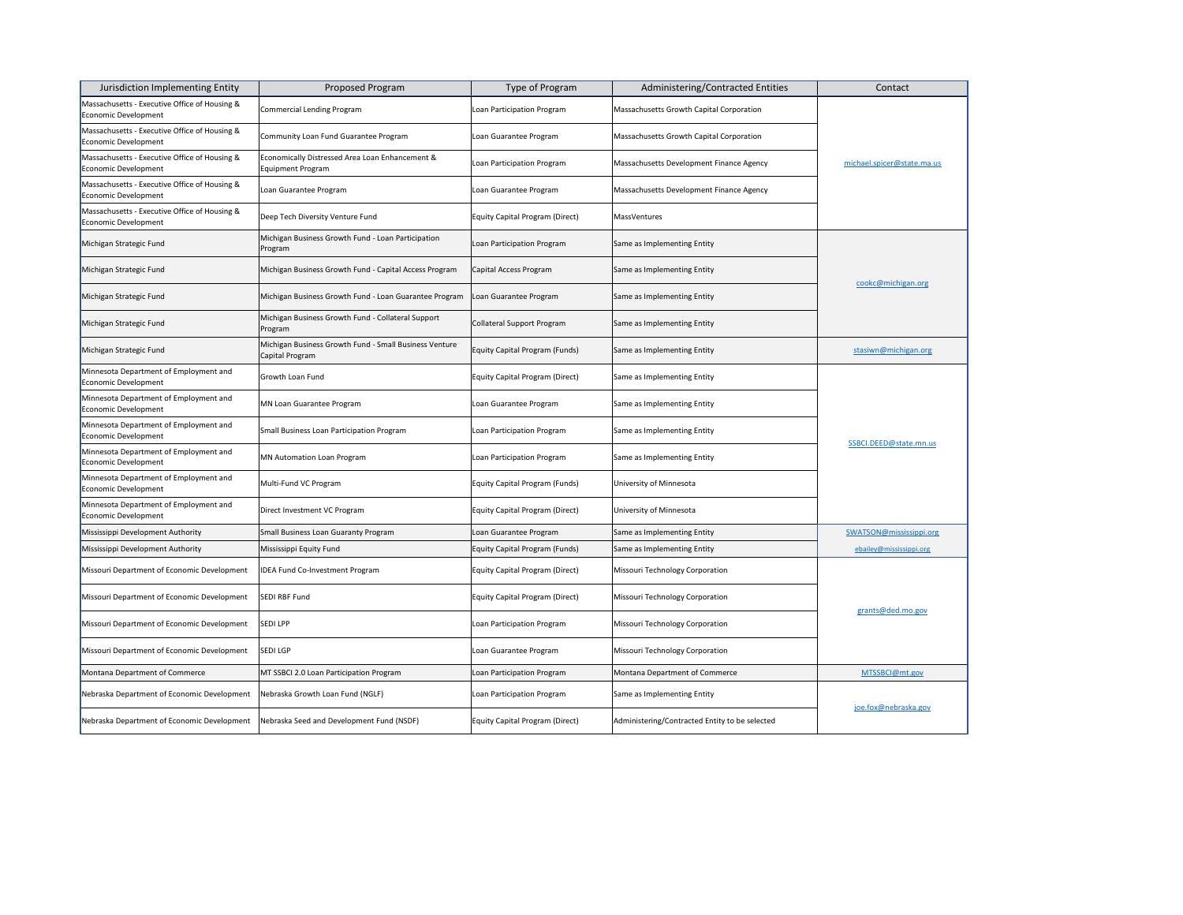| Jurisdiction Implementing Entity | Proposed Program | Type of Program | Administering/Contracted Entities | Contact |
|---|---|---|---|---|
| Massachusetts - Executive Office of Housing & Economic Development | Commercial Lending Program | Loan Participation Program | Massachusetts Growth Capital Corporation | michael.spicer@state.ma.us |
| Massachusetts - Executive Office of Housing & Economic Development | Community Loan Fund Guarantee Program | Loan Guarantee Program | Massachusetts Growth Capital Corporation | |
| Massachusetts - Executive Office of Housing & Economic Development | Economically Distressed Area Loan Enhancement & Equipment Program | Loan Participation Program | Massachusetts Development Finance Agency | |
| Massachusetts - Executive Office of Housing & Economic Development | Loan Guarantee Program | Loan Guarantee Program | Massachusetts Development Finance Agency | |
| Massachusetts - Executive Office of Housing & Economic Development | Deep Tech Diversity Venture Fund | Equity Capital Program (Direct) | MassVentures | |
| Michigan Strategic Fund | Michigan Business Growth Fund - Loan Participation Program | Loan Participation Program | Same as Implementing Entity | cookc@michigan.org |
| Michigan Strategic Fund | Michigan Business Growth Fund - Capital Access Program | Capital Access Program | Same as Implementing Entity | |
| Michigan Strategic Fund | Michigan Business Growth Fund - Loan Guarantee Program | Loan Guarantee Program | Same as Implementing Entity | |
| Michigan Strategic Fund | Michigan Business Growth Fund - Collateral Support Program | Collateral Support Program | Same as Implementing Entity | |
| Michigan Strategic Fund | Michigan Business Growth Fund - Small Business Venture Capital Program | Equity Capital Program (Funds) | Same as Implementing Entity | stasiwn@michigan.org |
| Minnesota Department of Employment and Economic Development | Growth Loan Fund | Equity Capital Program (Direct) | Same as Implementing Entity | SSBCI.DEED@state.mn.us |
| Minnesota Department of Employment and Economic Development | MN Loan Guarantee Program | Loan Guarantee Program | Same as Implementing Entity | |
| Minnesota Department of Employment and Economic Development | Small Business Loan Participation Program | Loan Participation Program | Same as Implementing Entity | |
| Minnesota Department of Employment and Economic Development | MN Automation Loan Program | Loan Participation Program | Same as Implementing Entity | |
| Minnesota Department of Employment and Economic Development | Multi-Fund VC Program | Equity Capital Program (Funds) | University of Minnesota | |
| Minnesota Department of Employment and Economic Development | Direct Investment VC Program | Equity Capital Program (Direct) | University of Minnesota | |
| Mississippi Development Authority | Small Business Loan Guaranty Program | Loan Guarantee Program | Same as Implementing Entity | SWATSON@mississippi.org |
| Mississippi Development Authority | Mississippi Equity Fund | Equity Capital Program (Funds) | Same as Implementing Entity | ebailey@mississippi.org |
| Missouri Department of Economic Development | IDEA Fund Co-Investment Program | Equity Capital Program (Direct) | Missouri Technology Corporation | grants@ded.mo.gov |
| Missouri Department of Economic Development | SEDI RBF Fund | Equity Capital Program (Direct) | Missouri Technology Corporation | |
| Missouri Department of Economic Development | SEDI LPP | Loan Participation Program | Missouri Technology Corporation | |
| Missouri Department of Economic Development | SEDI LGP | Loan Guarantee Program | Missouri Technology Corporation | |
| Montana Department of Commerce | MT SSBCI 2.0 Loan Participation Program | Loan Participation Program | Montana Department of Commerce | MTSSBCI@mt.gov |
| Nebraska Department of Economic Development | Nebraska Growth Loan Fund (NGLF) | Loan Participation Program | Same as Implementing Entity | joe.fox@nebraska.gov |
| Nebraska Department of Economic Development | Nebraska Seed and Development Fund (NSDF) | Equity Capital Program (Direct) | Administering/Contracted Entity to be selected | |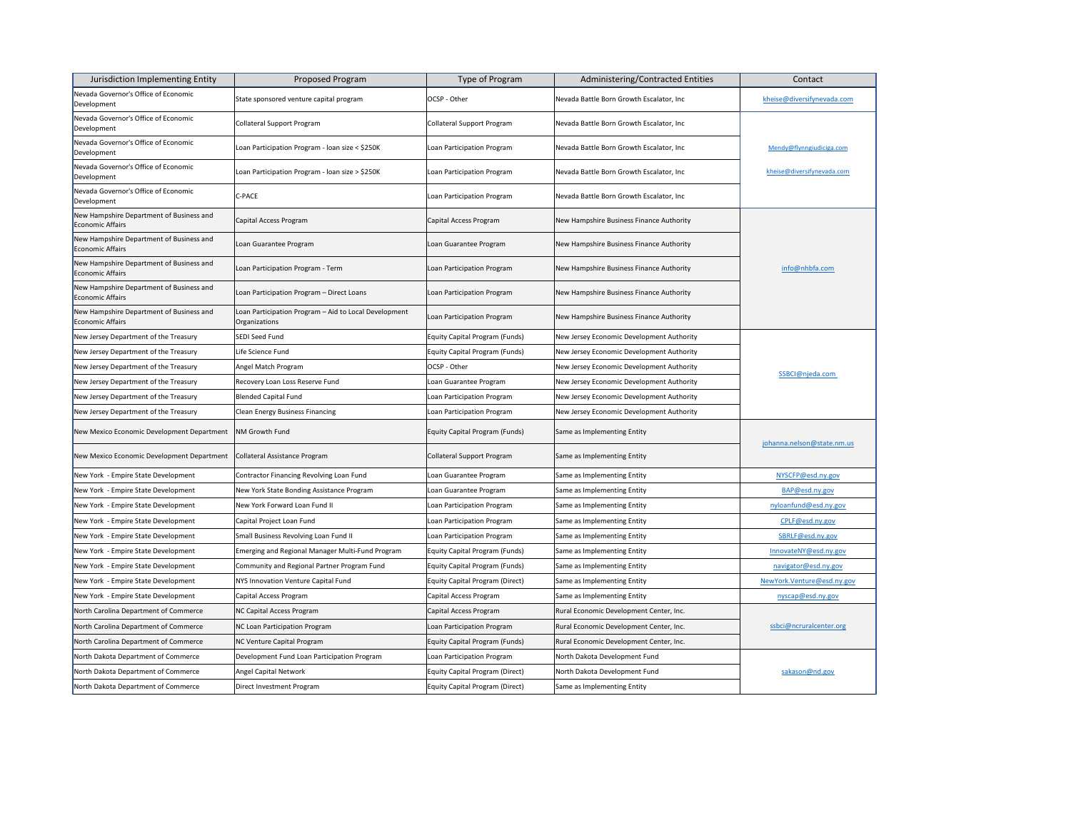| Jurisdiction Implementing Entity | Proposed Program | Type of Program | Administering/Contracted Entities | Contact |
|---|---|---|---|---|
| Nevada Governor's Office of Economic Development | State sponsored venture capital program | OCSP - Other | Nevada Battle Born Growth Escalator, Inc | kheise@diversifynevada.com |
| Nevada Governor's Office of Economic Development | Collateral Support Program | Collateral Support Program | Nevada Battle Born Growth Escalator, Inc | Mendy@flynngiudiciga.com kheise@diversifynevada.com |
| Nevada Governor's Office of Economic Development | Loan Participation Program - loan size < $250K | Loan Participation Program | Nevada Battle Born Growth Escalator, Inc | |
| Nevada Governor's Office of Economic Development | Loan Participation Program - loan size > $250K | Loan Participation Program | Nevada Battle Born Growth Escalator, Inc | |
| Nevada Governor's Office of Economic Development | C-PACE | Loan Participation Program | Nevada Battle Born Growth Escalator, Inc | |
| New Hampshire Department of Business and Economic Affairs | Capital Access Program | Capital Access Program | New Hampshire Business Finance Authority | info@nhbfa.com |
| New Hampshire Department of Business and Economic Affairs | Loan Guarantee Program | Loan Guarantee Program | New Hampshire Business Finance Authority | |
| New Hampshire Department of Business and Economic Affairs | Loan Participation Program - Term | Loan Participation Program | New Hampshire Business Finance Authority | |
| New Hampshire Department of Business and Economic Affairs | Loan Participation Program – Direct Loans | Loan Participation Program | New Hampshire Business Finance Authority | |
| New Hampshire Department of Business and Economic Affairs | Loan Participation Program – Aid to Local Development Organizations | Loan Participation Program | New Hampshire Business Finance Authority | |
| New Jersey Department of the Treasury | SEDI Seed Fund | Equity Capital Program (Funds) | New Jersey Economic Development Authority | SSBCI@njeda.com |
| New Jersey Department of the Treasury | Life Science Fund | Equity Capital Program (Funds) | New Jersey Economic Development Authority | |
| New Jersey Department of the Treasury | Angel Match Program | OCSP - Other | New Jersey Economic Development Authority | |
| New Jersey Department of the Treasury | Recovery Loan Loss Reserve Fund | Loan Guarantee Program | New Jersey Economic Development Authority | |
| New Jersey Department of the Treasury | Blended Capital Fund | Loan Participation Program | New Jersey Economic Development Authority | |
| New Jersey Department of the Treasury | Clean Energy Business Financing | Loan Participation Program | New Jersey Economic Development Authority | |
| New Mexico Economic Development Department | NM Growth Fund | Equity Capital Program (Funds) | Same as Implementing Entity | johanna.nelson@state.nm.us |
| New Mexico Economic Development Department | Collateral Assistance Program | Collateral Support Program | Same as Implementing Entity | |
| New York - Empire State Development | Contractor Financing Revolving Loan Fund | Loan Guarantee Program | Same as Implementing Entity | NYSCFP@esd.ny.gov |
| New York - Empire State Development | New York State Bonding Assistance Program | Loan Guarantee Program | Same as Implementing Entity | BAP@esd.ny.gov |
| New York - Empire State Development | New York Forward Loan Fund II | Loan Participation Program | Same as Implementing Entity | nyloanfund@esd.ny.gov |
| New York - Empire State Development | Capital Project Loan Fund | Loan Participation Program | Same as Implementing Entity | CPLF@esd.ny.gov |
| New York - Empire State Development | Small Business Revolving Loan Fund II | Loan Participation Program | Same as Implementing Entity | SBRLF@esd.ny.gov |
| New York - Empire State Development | Emerging and Regional Manager Multi-Fund Program | Equity Capital Program (Funds) | Same as Implementing Entity | InnovateNY@esd.ny.gov |
| New York - Empire State Development | Community and Regional Partner Program Fund | Equity Capital Program (Funds) | Same as Implementing Entity | navigator@esd.ny.gov |
| New York - Empire State Development | NYS Innovation Venture Capital Fund | Equity Capital Program (Direct) | Same as Implementing Entity | NewYork.Venture@esd.ny.gov |
| New York - Empire State Development | Capital Access Program | Capital Access Program | Same as Implementing Entity | nyscap@esd.ny.gov |
| North Carolina Department of Commerce | NC Capital Access Program | Capital Access Program | Rural Economic Development Center, Inc. | ssbci@ncruralcenter.org |
| North Carolina Department of Commerce | NC Loan Participation Program | Loan Participation Program | Rural Economic Development Center, Inc. | |
| North Carolina Department of Commerce | NC Venture Capital Program | Equity Capital Program (Funds) | Rural Economic Development Center, Inc. | |
| North Dakota Department of Commerce | Development Fund Loan Participation Program | Loan Participation Program | North Dakota Development Fund | sakason@nd.gov |
| North Dakota Department of Commerce | Angel Capital Network | Equity Capital Program (Direct) | North Dakota Development Fund | |
| North Dakota Department of Commerce | Direct Investment Program | Equity Capital Program (Direct) | Same as Implementing Entity | |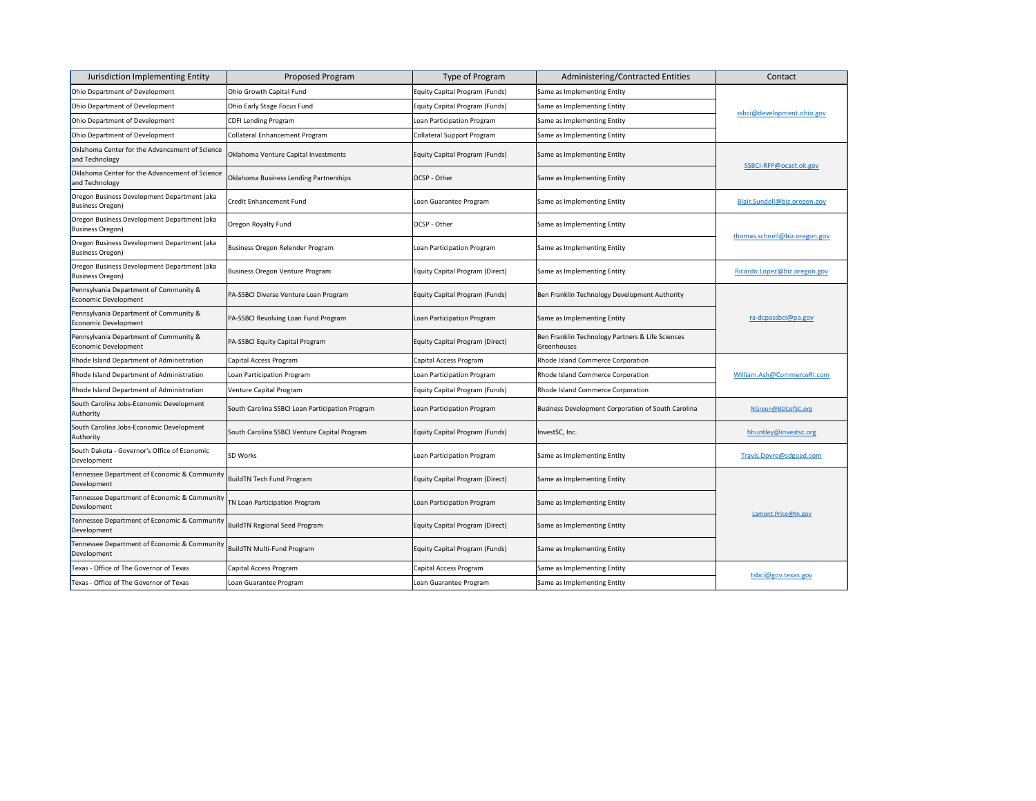| Jurisdiction Implementing Entity | Proposed Program | Type of Program | Administering/Contracted Entities | Contact |
|---|---|---|---|---|
| Ohio Department of Development | Ohio Growth Capital Fund | Equity Capital Program (Funds) | Same as Implementing Entity | ssbci@development.ohio.gov |
| Ohio Department of Development | Ohio Early Stage Focus Fund | Equity Capital Program (Funds) | Same as Implementing Entity | |
| Ohio Department of Development | CDFI Lending Program | Loan Participation Program | Same as Implementing Entity | |
| Ohio Department of Development | Collateral Enhancement Program | Collateral Support Program | Same as Implementing Entity | |
| Oklahoma Center for the Advancement of Science and Technology | Oklahoma Venture Capital Investments | Equity Capital Program (Funds) | Same as Implementing Entity | SSBCI-RFP@ocast.ok.gov |
| Oklahoma Center for the Advancement of Science and Technology | Oklahoma Business Lending Partnerships | OCSP - Other | Same as Implementing Entity | |
| Oregon Business Development Department (aka Business Oregon) | Credit Enhancement Fund | Loan Guarantee Program | Same as Implementing Entity | Blair.Sundell@biz.oregon.gov |
| Oregon Business Development Department (aka Business Oregon) | Oregon Royalty Fund | OCSP - Other | Same as Implementing Entity | thomas.schnell@biz.oregon.gov |
| Oregon Business Development Department (aka Business Oregon) | Business Oregon Relender Program | Loan Participation Program | Same as Implementing Entity | |
| Oregon Business Development Department (aka Business Oregon) | Business Oregon Venture Program | Equity Capital Program (Direct) | Same as Implementing Entity | Ricardo.Lopez@biz.oregon.gov |
| Pennsylvania Department of Community & Economic Development | PA-SSBCI Diverse Venture Loan Program | Equity Capital Program (Funds) | Ben Franklin Technology Development Authority | ra-dcpassbci@pa.gov |
| Pennsylvania Department of Community & Economic Development | PA-SSBCI Revolving Loan Fund Program | Loan Participation Program | Same as Implementing Entity | |
| Pennsylvania Department of Community & Economic Development | PA-SSBCI Equity Capital Program | Equity Capital Program (Direct) | Ben Franklin Technology Partners & Life Sciences Greenhouses | |
| Rhode Island Department of Administration | Capital Access Program | Capital Access Program | Rhode Island Commerce Corporation | William.Ash@CommerceRI.com |
| Rhode Island Department of Administration | Loan Participation Program | Loan Participation Program | Rhode Island Commerce Corporation | |
| Rhode Island Department of Administration | Venture Capital Program | Equity Capital Program (Funds) | Rhode Island Commerce Corporation | |
| South Carolina Jobs-Economic Development Authority | South Carolina SSBCI Loan Participation Program | Loan Participation Program | Business Development Corporation of South Carolina | NGreen@BDCofSC.org |
| South Carolina Jobs-Economic Development Authority | South Carolina SSBCI Venture Capital Program | Equity Capital Program (Funds) | InvestSC, Inc. | hhuntley@investsc.org |
| South Dakota - Governor's Office of Economic Development | SD Works | Loan Participation Program | Same as Implementing Entity | Travis.Dovre@sdgoed.com |
| Tennessee Department of Economic & Community Development | BuildTN Tech Fund Program | Equity Capital Program (Direct) | Same as Implementing Entity | Lamont.Price@tn.gov |
| Tennessee Department of Economic & Community Development | TN Loan Participation Program | Loan Participation Program | Same as Implementing Entity | |
| Tennessee Department of Economic & Community Development | BuildTN Regional Seed Program | Equity Capital Program (Direct) | Same as Implementing Entity | |
| Tennessee Department of Economic & Community Development | BuildTN Multi-Fund Program | Equity Capital Program (Funds) | Same as Implementing Entity | |
| Texas - Office of The Governor of Texas | Capital Access Program | Capital Access Program | Same as Implementing Entity | tsbci@gov.texas.gov |
| Texas - Office of The Governor of Texas | Loan Guarantee Program | Loan Guarantee Program | Same as Implementing Entity | |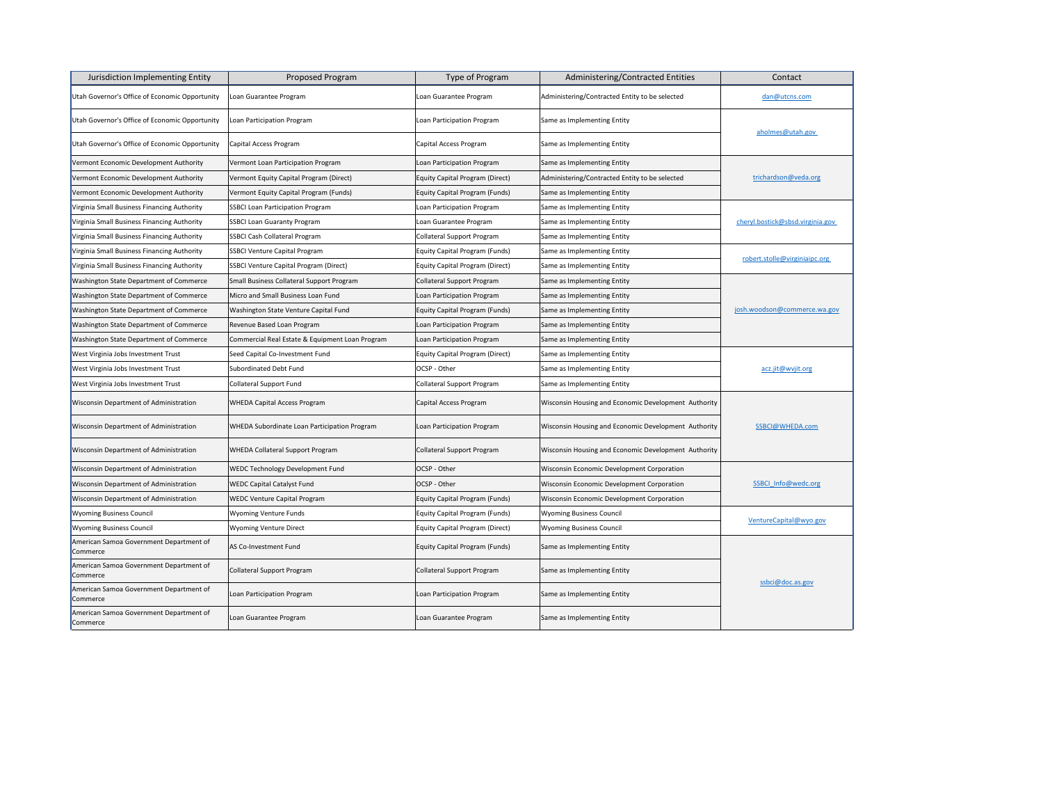| Jurisdiction Implementing Entity | Proposed Program | Type of Program | Administering/Contracted Entities | Contact |
| --- | --- | --- | --- | --- |
| Utah Governor's Office of Economic Opportunity | Loan Guarantee Program | Loan Guarantee Program | Administering/Contracted Entity to be selected | dan@utcns.com |
| Utah Governor's Office of Economic Opportunity | Loan Participation Program | Loan Participation Program | Same as Implementing Entity | aholmes@utah.gov |
| Utah Governor's Office of Economic Opportunity | Capital Access Program | Capital Access Program | Same as Implementing Entity | |
| Vermont Economic Development Authority | Vermont Loan Participation Program | Loan Participation Program | Same as Implementing Entity | trichardson@veda.org |
| Vermont Economic Development Authority | Vermont Equity Capital Program (Direct) | Equity Capital Program (Direct) | Administering/Contracted Entity to be selected | |
| Vermont Economic Development Authority | Vermont Equity Capital Program (Funds) | Equity Capital Program (Funds) | Same as Implementing Entity | |
| Virginia Small Business Financing Authority | SSBCI Loan Participation Program | Loan Participation Program | Same as Implementing Entity | cheryl.bostick@sbsd.virginia.gov |
| Virginia Small Business Financing Authority | SSBCI Loan Guaranty Program | Loan Guarantee Program | Same as Implementing Entity | |
| Virginia Small Business Financing Authority | SSBCI Cash Collateral Program | Collateral Support Program | Same as Implementing Entity | |
| Virginia Small Business Financing Authority | SSBCI Venture Capital Program | Equity Capital Program (Funds) | Same as Implementing Entity | robert.stolle@virginiaipc.org |
| Virginia Small Business Financing Authority | SSBCI Venture Capital Program (Direct) | Equity Capital Program (Direct) | Same as Implementing Entity | |
| Washington State Department of Commerce | Small Business Collateral Support Program | Collateral Support Program | Same as Implementing Entity | josh.woodson@commerce.wa.gov |
| Washington State Department of Commerce | Micro and Small Business Loan Fund | Loan Participation Program | Same as Implementing Entity | |
| Washington State Department of Commerce | Washington State Venture Capital Fund | Equity Capital Program (Funds) | Same as Implementing Entity | |
| Washington State Department of Commerce | Revenue Based Loan Program | Loan Participation Program | Same as Implementing Entity | |
| Washington State Department of Commerce | Commercial Real Estate & Equipment Loan Program | Loan Participation Program | Same as Implementing Entity | |
| West Virginia Jobs Investment Trust | Seed Capital Co-Investment Fund | Equity Capital Program (Direct) | Same as Implementing Entity | acz.jit@wvjit.org |
| West Virginia Jobs Investment Trust | Subordinated Debt Fund | OCSP - Other | Same as Implementing Entity | |
| West Virginia Jobs Investment Trust | Collateral Support Fund | Collateral Support Program | Same as Implementing Entity | |
| Wisconsin Department of Administration | WHEDA Capital Access Program | Capital Access Program | Wisconsin Housing and Economic Development Authority | SSBCI@WHEDA.com |
| Wisconsin Department of Administration | WHEDA Subordinate Loan Participation Program | Loan Participation Program | Wisconsin Housing and Economic Development Authority | |
| Wisconsin Department of Administration | WHEDA Collateral Support Program | Collateral Support Program | Wisconsin Housing and Economic Development Authority | |
| Wisconsin Department of Administration | WEDC Technology Development Fund | OCSP - Other | Wisconsin Economic Development Corporation | SSBCI_Info@wedc.org |
| Wisconsin Department of Administration | WEDC Capital Catalyst Fund | OCSP - Other | Wisconsin Economic Development Corporation | |
| Wisconsin Department of Administration | WEDC Venture Capital Program | Equity Capital Program (Funds) | Wisconsin Economic Development Corporation | |
| Wyoming Business Council | Wyoming Venture Funds | Equity Capital Program (Funds) | Wyoming Business Council | VentureCapital@wyo.gov |
| Wyoming Business Council | Wyoming Venture Direct | Equity Capital Program (Direct) | Wyoming Business Council | |
| American Samoa Government Department of Commerce | AS Co-Investment Fund | Equity Capital Program (Funds) | Same as Implementing Entity | ssbci@doc.as.gov |
| American Samoa Government Department of Commerce | Collateral Support Program | Collateral Support Program | Same as Implementing Entity | |
| American Samoa Government Department of Commerce | Loan Participation Program | Loan Participation Program | Same as Implementing Entity | |
| American Samoa Government Department of Commerce | Loan Guarantee Program | Loan Guarantee Program | Same as Implementing Entity | |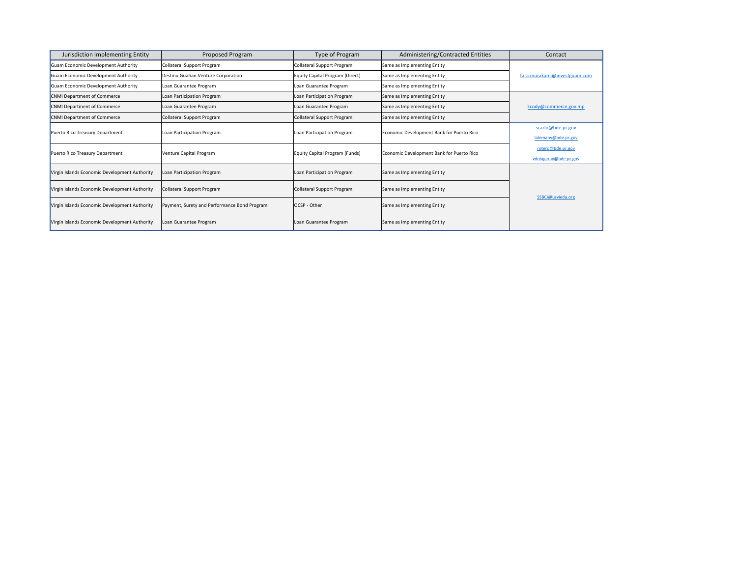| Jurisdiction Implementing Entity | Proposed Program | Type of Program | Administering/Contracted Entities | Contact |
|---|---|---|---|---|
| Guam Economic Development Authority | Collateral Support Program | Collateral Support Program | Same as Implementing Entity | tara.murakami@investguam.com |
| Guam Economic Development Authority | Destinu Guahan Venture Corporation | Equity Capital Program (Direct) | Same as Implementing Entity | |
| Guam Economic Development Authority | Loan Guarantee Program | Loan Guarantee Program | Same as Implementing Entity | |
| CNMI Department of Commerce | Loan Participation Program | Loan Participation Program | Same as Implementing Entity | kcody@commerce.gov.mp |
| CNMI Department of Commerce | Loan Guarantee Program | Loan Guarantee Program | Same as Implementing Entity | |
| CNMI Department of Commerce | Collateral Support Program | Collateral Support Program | Same as Implementing Entity | |
| Puerto Rico Treasury Department | Loan Participation Program | Loan Participation Program | Economic Development Bank for Puerto Rico | scarlo@bde.pr.gov lalemany@bde.pr.gov |
| Puerto Rico Treasury Department | Venture Capital Program | Equity Capital Program (Funds) | Economic Development Bank for Puerto Rico | rotero@bde.pr.gov vdolagaray@bde.pr.gov |
| Virgin Islands Economic Development Authority | Loan Participation Program | Loan Participation Program | Same as Implementing Entity | SSBCI@usvieda.org |
| Virgin Islands Economic Development Authority | Collateral Support Program | Collateral Support Program | Same as Implementing Entity | |
| Virgin Islands Economic Development Authority | Payment, Surety and Performance Bond Program | OCSP - Other | Same as Implementing Entity | |
| Virgin Islands Economic Development Authority | Loan Guarantee Program | Loan Guarantee Program | Same as Implementing Entity | |